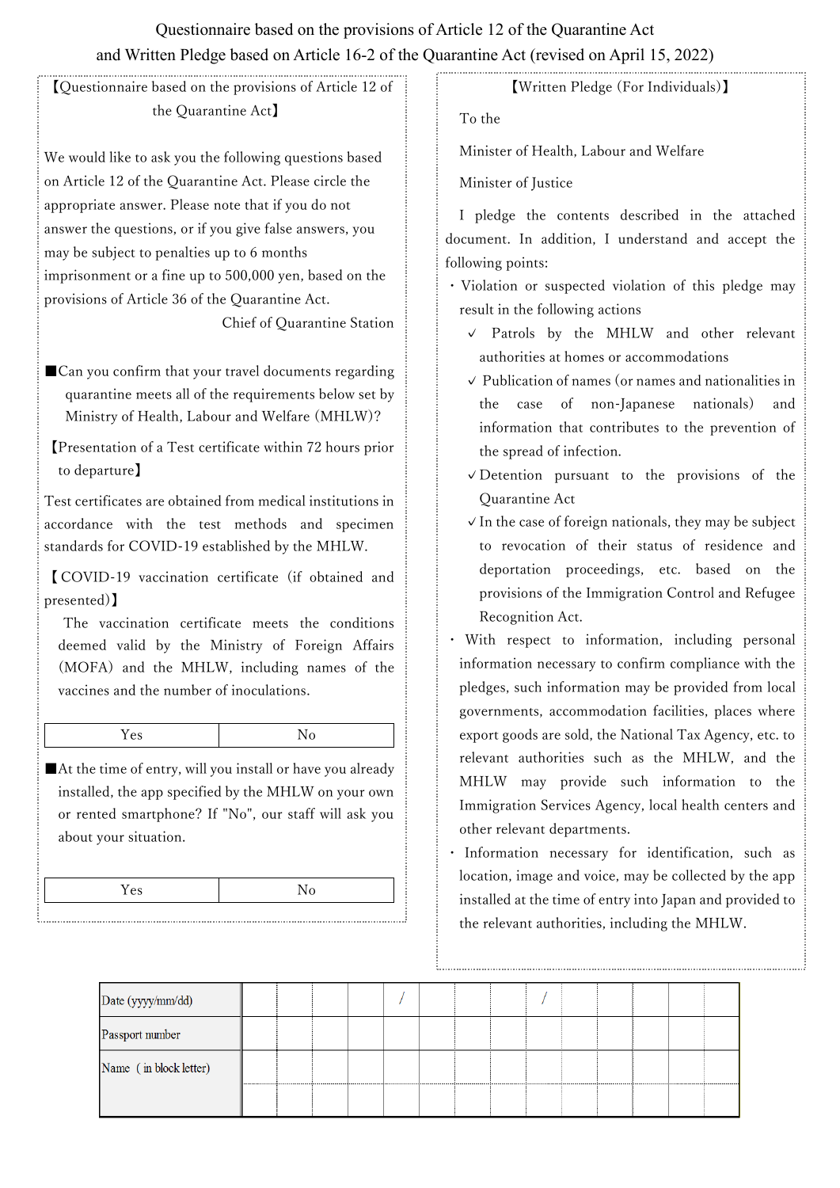# Questionnaire based on the provisions of Article 12 of the Quarantine Act and Written Pledge based on Article 16-2 of the Quarantine Act (revised on April 15, 2022)

## 【Questionnaire based on the provisions of Article 12 of the Quarantine Act】

We would like to ask you the following questions based on Article 12 of the Quarantine Act. Please circle the appropriate answer. Please note that if you do not answer the questions, or if you give false answers, you may be subject to penalties up to 6 months imprisonment or a fine up to 500,000 yen, based on the provisions of Article 36 of the Quarantine Act.

Chief of Quarantine Station

■Can you confirm that your travel documents regarding quarantine meets all of the requirements below set by Ministry of Health, Labour and Welfare (MHLW)?

【Presentation of a Test certificate within 72 hours prior to departure】

Test certificates are obtained from medical institutions in accordance with the test methods and specimen standards for COVID-19 established by the MHLW.

【COVID-19 vaccination certificate (if obtained and presented)】

The vaccination certificate meets the conditions deemed valid by the Ministry of Foreign Affairs (MOFA) and the MHLW, including names of the vaccines and the number of inoculations.

| Yes | No |
|---|---|

■At the time of entry, will you install or have you already installed, the app specified by the MHLW on your own or rented smartphone? If "No", our staff will ask you about your situation.

| Yes | No |
|---|---|

## 【Written Pledge (For Individuals)】

To the

Minister of Health, Labour and Welfare

Minister of Justice

I pledge the contents described in the attached document. In addition, I understand and accept the following points:

- Violation or suspected violation of this pledge may result in the following actions
  - ✓ Patrols by the MHLW and other relevant authorities at homes or accommodations
  - ✓ Publication of names (or names and nationalities in the case of non-Japanese nationals) and information that contributes to the prevention of the spread of infection.
  - ✓ Detention pursuant to the provisions of the Quarantine Act
  - ✓ In the case of foreign nationals, they may be subject to revocation of their status of residence and deportation proceedings, etc. based on the provisions of the Immigration Control and Refugee Recognition Act.
- With respect to information, including personal information necessary to confirm compliance with the pledges, such information may be provided from local governments, accommodation facilities, places where export goods are sold, the National Tax Agency, etc. to relevant authorities such as the MHLW, and the MHLW may provide such information to the Immigration Services Agency, local health centers and other relevant departments.
- Information necessary for identification, such as location, image and voice, may be collected by the app installed at the time of entry into Japan and provided to the relevant authorities, including the MHLW.

| Date (yyyy/mm/dd) | | | | | / | | | / | | | | | | |
|---|---|---|---|---|---|---|---|---|---|---|---|---|---|---|
| Passport number | | | | | | | | | | | | | | |
| Name (in block letter) | | | | | | | | | | | | | | |
| | | | | | | | | | | | | | | |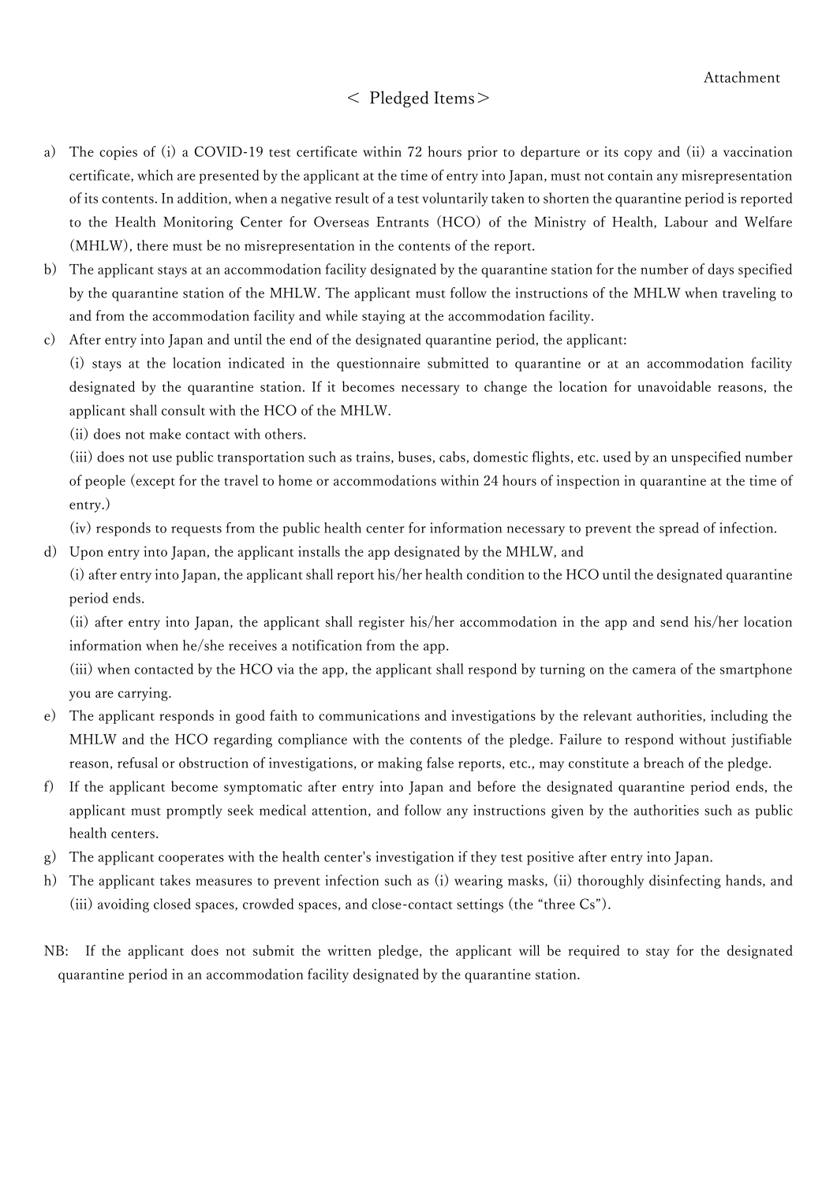Attachment

## ＜ Pledged Items＞

a) The copies of (i) a COVID-19 test certificate within 72 hours prior to departure or its copy and (ii) a vaccination certificate, which are presented by the applicant at the time of entry into Japan, must not contain any misrepresentation of its contents. In addition, when a negative result of a test voluntarily taken to shorten the quarantine period is reported to the Health Monitoring Center for Overseas Entrants (HCO) of the Ministry of Health, Labour and Welfare (MHLW), there must be no misrepresentation in the contents of the report.

b) The applicant stays at an accommodation facility designated by the quarantine station for the number of days specified by the quarantine station of the MHLW. The applicant must follow the instructions of the MHLW when traveling to and from the accommodation facility and while staying at the accommodation facility.

c) After entry into Japan and until the end of the designated quarantine period, the applicant:

(i) stays at the location indicated in the questionnaire submitted to quarantine or at an accommodation facility designated by the quarantine station. If it becomes necessary to change the location for unavoidable reasons, the applicant shall consult with the HCO of the MHLW.

(ii) does not make contact with others.

(iii) does not use public transportation such as trains, buses, cabs, domestic flights, etc. used by an unspecified number of people (except for the travel to home or accommodations within 24 hours of inspection in quarantine at the time of entry.)

(iv) responds to requests from the public health center for information necessary to prevent the spread of infection.

d) Upon entry into Japan, the applicant installs the app designated by the MHLW, and

(i) after entry into Japan, the applicant shall report his/her health condition to the HCO until the designated quarantine period ends.

(ii) after entry into Japan, the applicant shall register his/her accommodation in the app and send his/her location information when he/she receives a notification from the app.

(iii) when contacted by the HCO via the app, the applicant shall respond by turning on the camera of the smartphone you are carrying.

e) The applicant responds in good faith to communications and investigations by the relevant authorities, including the MHLW and the HCO regarding compliance with the contents of the pledge. Failure to respond without justifiable reason, refusal or obstruction of investigations, or making false reports, etc., may constitute a breach of the pledge.

f) If the applicant become symptomatic after entry into Japan and before the designated quarantine period ends, the applicant must promptly seek medical attention, and follow any instructions given by the authorities such as public health centers.

g) The applicant cooperates with the health center's investigation if they test positive after entry into Japan.

h) The applicant takes measures to prevent infection such as (i) wearing masks, (ii) thoroughly disinfecting hands, and (iii) avoiding closed spaces, crowded spaces, and close-contact settings (the "three Cs").

NB: If the applicant does not submit the written pledge, the applicant will be required to stay for the designated quarantine period in an accommodation facility designated by the quarantine station.